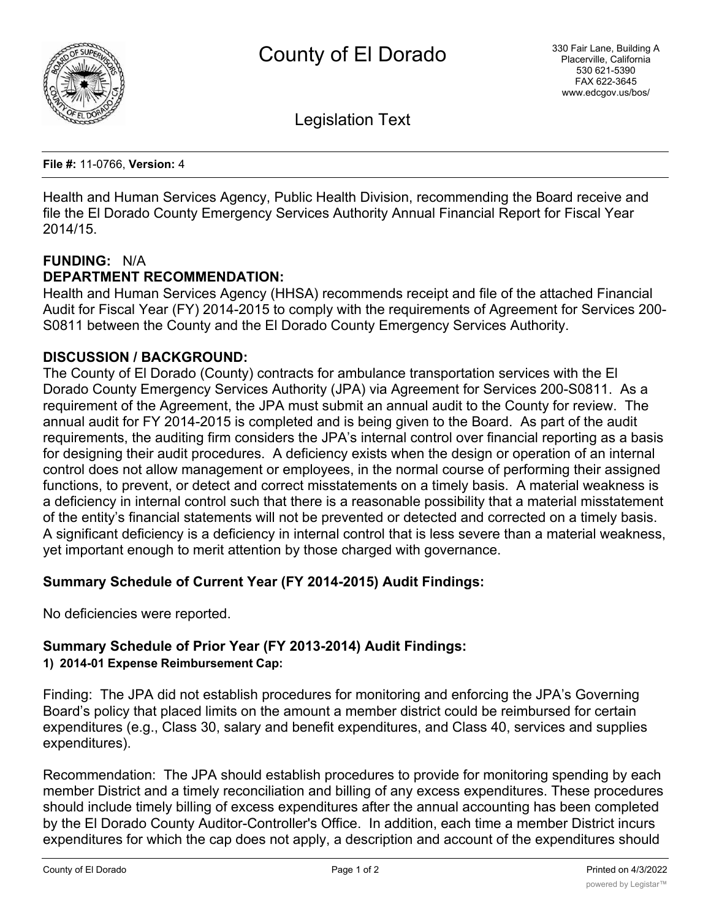# County of El Dorado

330 Fair Lane, Building A
Placerville, California
530 621-5390
FAX 622-3645
www.edcgov.us/bos/

## Legislation Text

**File #:** 11-0766, **Version:** 4

Health and Human Services Agency, Public Health Division, recommending the Board receive and file the El Dorado County Emergency Services Authority Annual Financial Report for Fiscal Year 2014/15.

**FUNDING:** N/A

**DEPARTMENT RECOMMENDATION:**

Health and Human Services Agency (HHSA) recommends receipt and file of the attached Financial Audit for Fiscal Year (FY) 2014-2015 to comply with the requirements of Agreement for Services 200-S0811 between the County and the El Dorado County Emergency Services Authority.

**DISCUSSION / BACKGROUND:**

The County of El Dorado (County) contracts for ambulance transportation services with the El Dorado County Emergency Services Authority (JPA) via Agreement for Services 200-S0811. As a requirement of the Agreement, the JPA must submit an annual audit to the County for review. The annual audit for FY 2014-2015 is completed and is being given to the Board. As part of the audit requirements, the auditing firm considers the JPA's internal control over financial reporting as a basis for designing their audit procedures. A deficiency exists when the design or operation of an internal control does not allow management or employees, in the normal course of performing their assigned functions, to prevent, or detect and correct misstatements on a timely basis. A material weakness is a deficiency in internal control such that there is a reasonable possibility that a material misstatement of the entity's financial statements will not be prevented or detected and corrected on a timely basis. A significant deficiency is a deficiency in internal control that is less severe than a material weakness, yet important enough to merit attention by those charged with governance.

**Summary Schedule of Current Year (FY 2014-2015) Audit Findings:**

No deficiencies were reported.

**Summary Schedule of Prior Year (FY 2013-2014) Audit Findings:**

**1) 2014-01 Expense Reimbursement Cap:**

Finding: The JPA did not establish procedures for monitoring and enforcing the JPA's Governing Board's policy that placed limits on the amount a member district could be reimbursed for certain expenditures (e.g., Class 30, salary and benefit expenditures, and Class 40, services and supplies expenditures).

Recommendation: The JPA should establish procedures to provide for monitoring spending by each member District and a timely reconciliation and billing of any excess expenditures. These procedures should include timely billing of excess expenditures after the annual accounting has been completed by the El Dorado County Auditor-Controller's Office. In addition, each time a member District incurs expenditures for which the cap does not apply, a description and account of the expenditures should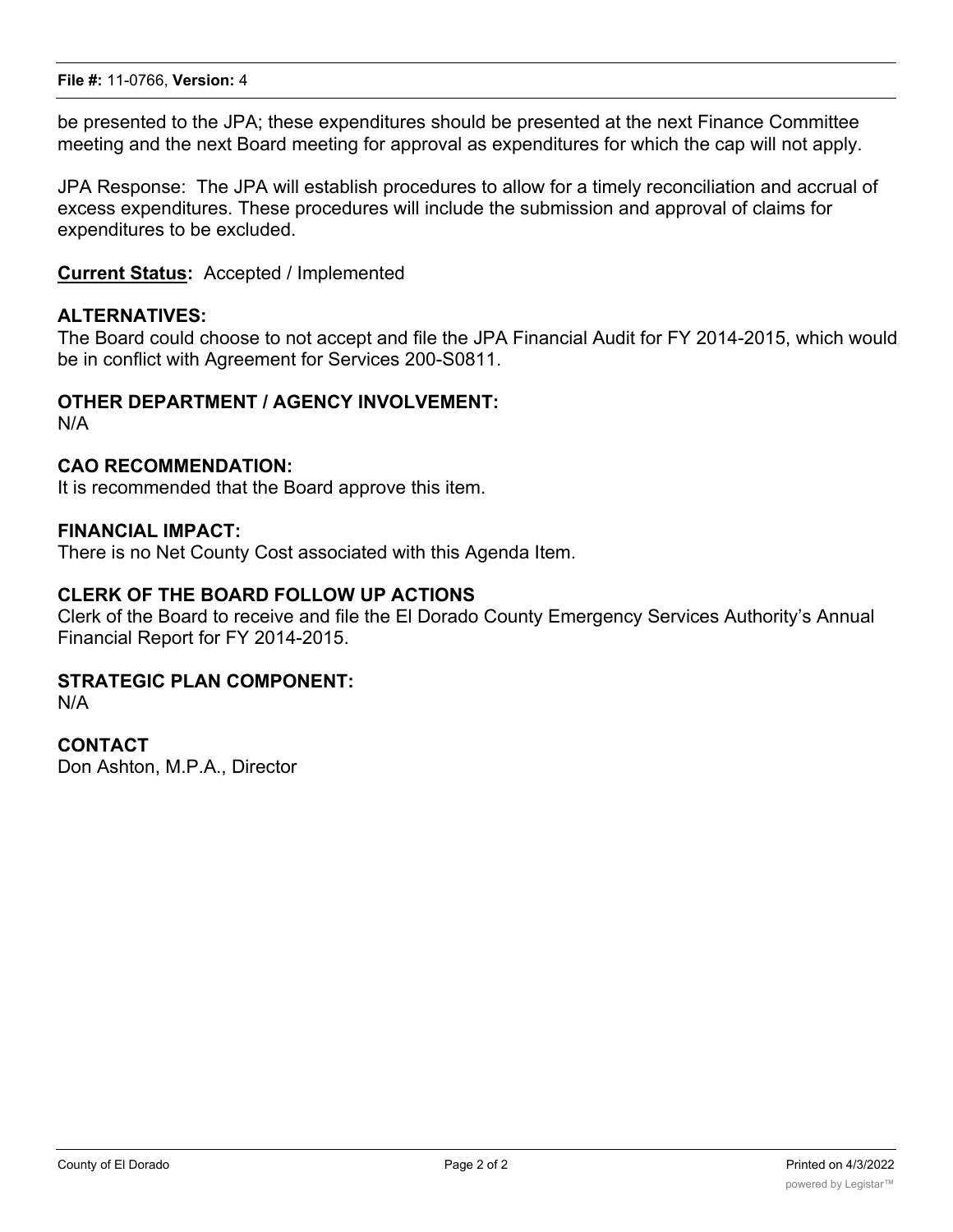be presented to the JPA; these expenditures should be presented at the next Finance Committee meeting and the next Board meeting for approval as expenditures for which the cap will not apply.

JPA Response: The JPA will establish procedures to allow for a timely reconciliation and accrual of excess expenditures. These procedures will include the submission and approval of claims for expenditures to be excluded.

**Current Status:** Accepted / Implemented

**ALTERNATIVES:**

The Board could choose to not accept and file the JPA Financial Audit for FY 2014-2015, which would be in conflict with Agreement for Services 200-S0811.

**OTHER DEPARTMENT / AGENCY INVOLVEMENT:**

N/A

**CAO RECOMMENDATION:**

It is recommended that the Board approve this item.

**FINANCIAL IMPACT:**

There is no Net County Cost associated with this Agenda Item.

**CLERK OF THE BOARD FOLLOW UP ACTIONS**

Clerk of the Board to receive and file the El Dorado County Emergency Services Authority's Annual Financial Report for FY 2014-2015.

**STRATEGIC PLAN COMPONENT:**

N/A

**CONTACT**

Don Ashton, M.P.A., Director